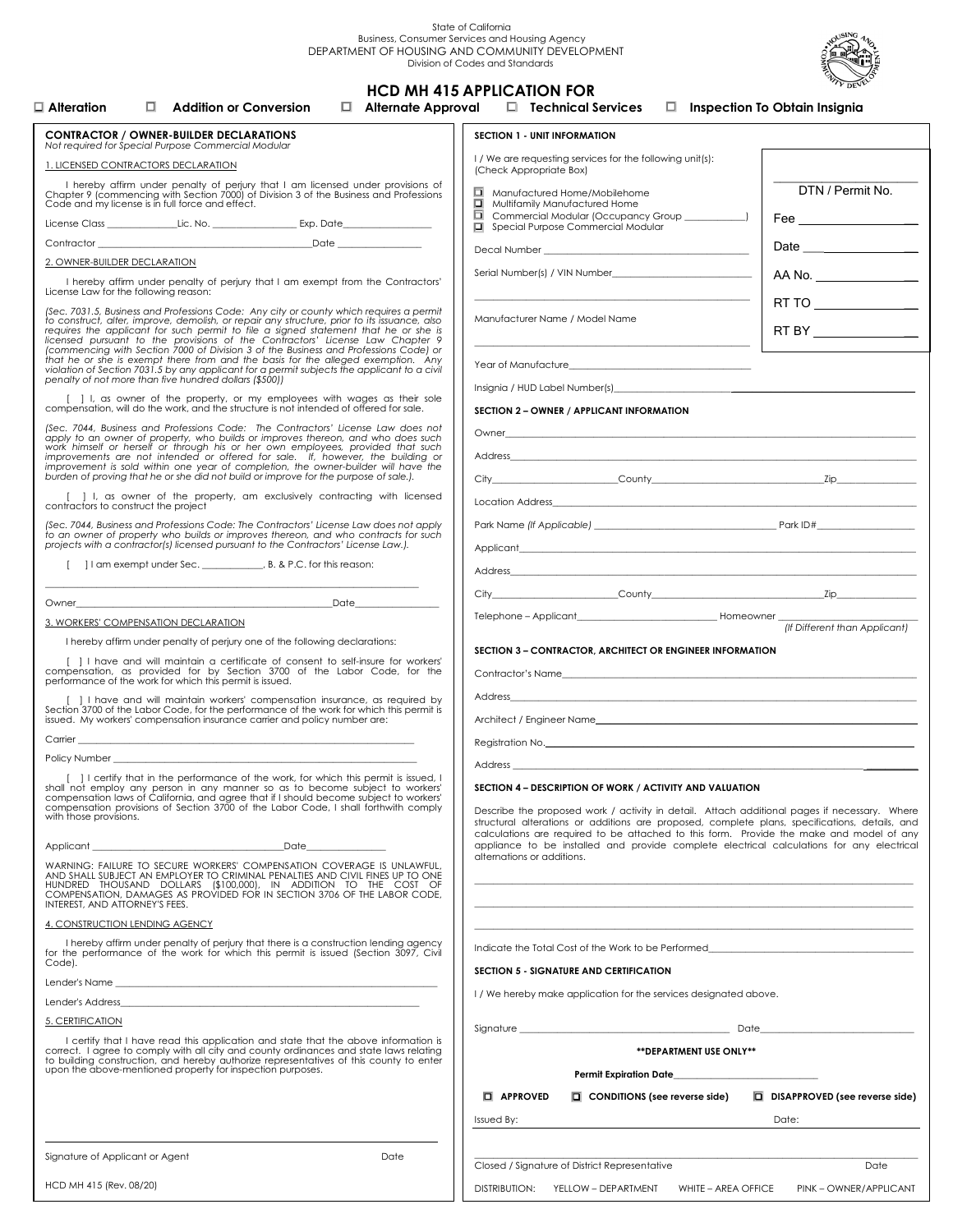State of California
Business, Consumer Services and Housing Agency
DEPARTMENT OF HOUSING AND COMMUNITY DEVELOPMENT
Division of Codes and Standards

# HCD MH 415 APPLICATION FOR

☐ **Alteration** ☐ **Addition or Conversion** ☐ **Alternate Approval** ☐ **Technical Services** ☐ **Inspection To Obtain Insignia**

## CONTRACTOR / OWNER-BUILDER DECLARATIONS

*Not required for Special Purpose Commercial Modular*

### 1. LICENSED CONTRACTORS DECLARATION

I hereby affirm under penalty of perjury that I am licensed under provisions of Chapter 9 (commencing with Section 7000) of Division 3 of the Business and Professions Code and my license is in full force and effect.

License Class ______________ Lic. No. ________________ Exp. Date________________

Contractor ____________________________________________ Date ______________

### 2. OWNER-BUILDER DECLARATION

I hereby affirm under penalty of perjury that I am exempt from the Contractors' License Law for the following reason:

*(Sec. 7031.5, Business and Professions Code: Any city or county which requires a permit to construct, alter, improve, demolish, or repair any structure, prior to its issuance, also requires the applicant for such permit to file a signed statement that he or she is licensed pursuant to the provisions of the Contractors' License Law Chapter 9 (commencing with Section 7000 of Division 3 of the Business and Professions Code) or that he or she is exempt there from and the basis for the alleged exemption. Any violation of Section 7031.5 by any applicant for a permit subjects the applicant to a civil penalty of not more than five hundred dollars ($500))*

[ ] I, as owner of the property, or my employees with wages as their sole compensation, will do the work, and the structure is not intended of offered for sale.

*(Sec. 7044, Business and Professions Code: The Contractors' License Law does not apply to an owner of property, who builds or improves thereon, and who does such work himself or herself or through his or her own employees, provided that such improvements are not intended or offered for sale. If, however, the building or improvement is sold within one year of completion, the owner-builder will have the burden of proving that he or she did not build or improve for the purpose of sale.).*

[ ] I, as owner of the property, am exclusively contracting with licensed contractors to construct the project

*(Sec. 7044, Business and Professions Code: The Contractors' License Law does not apply to an owner of property who builds or improves thereon, and who contracts for such projects with a contractor(s) licensed pursuant to the Contractors' License Law.).*

[ ] I am exempt under Sec. ____________, B. & P.C. for this reason:

______________________________________________________________________

Owner______________________________________________ Date________________

### 3. WORKERS' COMPENSATION DECLARATION

I hereby affirm under penalty of perjury one of the following declarations:

[ ] I have and will maintain a certificate of consent to self-insure for workers' compensation, as provided for by Section 3700 of the Labor Code, for the performance of the work for which this permit is issued.

[ ] I have and will maintain workers' compensation insurance, as required by Section 3700 of the Labor Code, for the performance of the work for which this permit is issued. My workers' compensation insurance carrier and policy number are:

Carrier ______________________________________________________________

Policy Number ________________________________________________________

[ ] I certify that in the performance of the work, for which this permit is issued, I shall not employ any person in any manner so as to become subject to workers' compensation laws of California, and agree that if I should become subject to workers' compensation provisions of Section 3700 of the Labor Code, I shall forthwith comply with those provisions.

Applicant ______________________________________ Date________________

WARNING: FAILURE TO SECURE WORKERS' COMPENSATION COVERAGE IS UNLAWFUL, AND SHALL SUBJECT AN EMPLOYER TO CRIMINAL PENALTIES AND CIVIL FINES UP TO ONE HUNDRED THOUSAND DOLLARS ($100,000), IN ADDITION TO THE COST OF COMPENSATION, DAMAGES AS PROVIDED FOR IN SECTION 3706 OF THE LABOR CODE, INTEREST, AND ATTORNEY'S FEES.

### 4. CONSTRUCTION LENDING AGENCY

I hereby affirm under penalty of perjury that there is a construction lending agency for the performance of the work for which this permit is issued (Section 3097, Civil Code).

Lender's Name ________________________________________________________

Lender's Address______________________________________________________

### 5. CERTIFICATION

I certify that I have read this application and state that the above information is correct. I agree to comply with all city and county ordinances and state laws relating to building construction, and hereby authorize representatives of this county to enter upon the above-mentioned property for inspection purposes.

______________________________________________________________________

Signature of Applicant or Agent Date

HCD MH 415 (Rev. 08/20)

## SECTION 1 - UNIT INFORMATION

I / We are requesting services for the following unit(s):
(Check Appropriate Box)

- ☐ Manufactured Home/Mobilehome
- ☐ Multifamily Manufactured Home
- ☐ Commercial Modular (Occupancy Group ____________)
- ☐ Special Purpose Commercial Modular

Decal Number ____________________________________________

Serial Number(s) / VIN Number___________________________

_________________________________________________________

Manufacturer Name / Model Name

_________________________________________________________

Year of Manufacture______________________________________

Insignia / HUD Label Number(s)___________________________

| |
|---|
| ____________________ DTN / Permit No. |
| Fee ________________ |
| Date _______________ |
| AA No. _____________ |
| RT TO ______________ |
| RT BY ______________ |

## SECTION 2 – OWNER / APPLICANT INFORMATION

Owner_________________________________________________________

Address_______________________________________________________

City____________________ County____________________________ Zip______________

Location Address______________________________________________

Park Name *(If Applicable)* ____________________________ Park ID#________________

Applicant_____________________________________________________

Address_______________________________________________________

City____________________ County____________________________ Zip______________

Telephone – Applicant_______________________ Homeowner _______________________
*(If Different than Applicant)*

## SECTION 3 – CONTRACTOR, ARCHITECT OR ENGINEER INFORMATION

Contractor's Name_____________________________________________

Address_______________________________________________________

Architect / Engineer Name_____________________________________

Registration No.______________________________________________

Address_______________________________________________________

## SECTION 4 – DESCRIPTION OF WORK / ACTIVITY AND VALUATION

Describe the proposed work / activity in detail. Attach additional pages if necessary. Where structural alterations or additions are proposed, complete plans, specifications, details, and calculations are required to be attached to this form. Provide the make and model of any appliance to be installed and provide complete electrical calculations for any electrical alternations or additions.

______________________________________________________________________

______________________________________________________________________

______________________________________________________________________

Indicate the Total Cost of the Work to be Performed___________________________

## SECTION 5 - SIGNATURE AND CERTIFICATION

I / We hereby make application for the services designated above.

Signature ____________________________________ Date__________________________

**\*\*DEPARTMENT USE ONLY\*\***

**Permit Expiration Date**___________________________

☐ **APPROVED** ☐ **CONDITIONS (see reverse side)** ☐ **DISAPPROVED (see reverse side)**

Issued By: Date:

______________________________________________________________________

Closed / Signature of District Representative Date

DISTRIBUTION: YELLOW – DEPARTMENT WHITE – AREA OFFICE PINK – OWNER/APPLICANT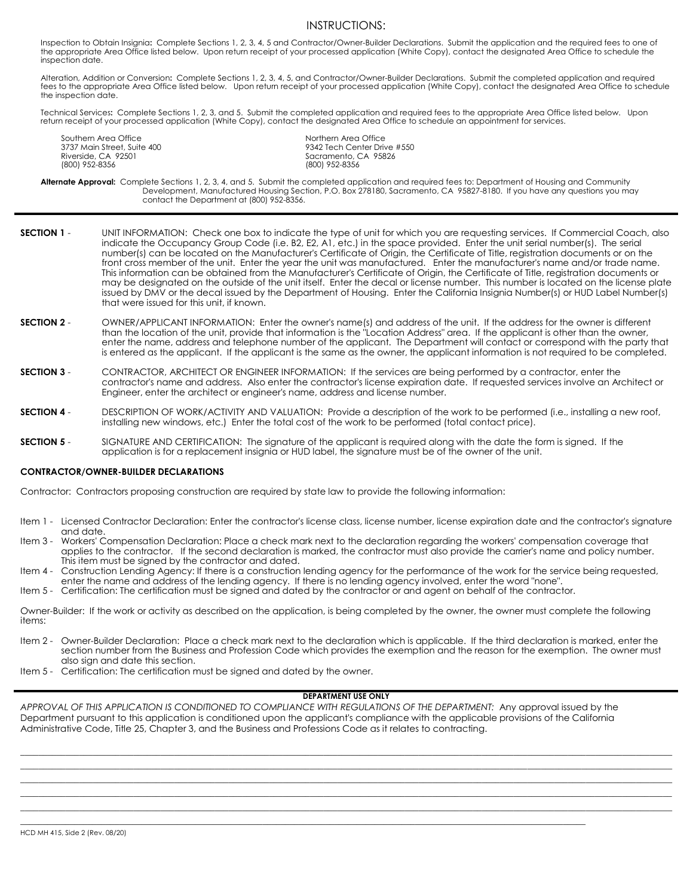# INSTRUCTIONS:

Inspection to Obtain Insignia**:** Complete Sections 1, 2, 3, 4, 5 and Contractor/Owner-Builder Declarations. Submit the application and the required fees to one of the appropriate Area Office listed below. Upon return receipt of your processed application (White Copy), contact the designated Area Office to schedule the inspection date.

Alteration, Addition or Conversion**:** Complete Sections 1, 2, 3, 4, 5, and Contractor/Owner-Builder Declarations. Submit the completed application and required fees to the appropriate Area Office listed below. Upon return receipt of your processed application (White Copy), contact the designated Area Office to schedule the inspection date.

Technical Services**:** Complete Sections 1, 2, 3, and 5. Submit the completed application and required fees to the appropriate Area Office listed below. Upon return receipt of your processed application (White Copy), contact the designated Area Office to schedule an appointment for services.

Southern Area Office
3737 Main Street, Suite 400
Riverside, CA 92501
(800) 952-8356

Northern Area Office
9342 Tech Center Drive #550
Sacramento, CA 95826
(800) 952-8356

**Alternate Approval:** Complete Sections 1, 2, 3, 4, and 5. Submit the completed application and required fees to: Department of Housing and Community Development, Manufactured Housing Section, P.O. Box 278180, Sacramento, CA 95827-8180. If you have any questions you may contact the Department at (800) 952-8356.

---

**SECTION 1** - UNIT INFORMATION: Check one box to indicate the type of unit for which you are requesting services. If Commercial Coach, also indicate the Occupancy Group Code (i.e. B2, E2, A1, etc.) in the space provided. Enter the unit serial number(s). The serial number(s) can be located on the Manufacturer's Certificate of Origin, the Certificate of Title, registration documents or on the front cross member of the unit. Enter the year the unit was manufactured. Enter the manufacturer's name and/or trade name. This information can be obtained from the Manufacturer's Certificate of Origin, the Certificate of Title, registration documents or may be designated on the outside of the unit itself. Enter the decal or license number. This number is located on the license plate issued by DMV or the decal issued by the Department of Housing. Enter the California Insignia Number(s) or HUD Label Number(s) that were issued for this unit, if known.

**SECTION 2** - OWNER/APPLICANT INFORMATION: Enter the owner's name(s) and address of the unit. If the address for the owner is different than the location of the unit, provide that information is the "Location Address" area. If the applicant is other than the owner, enter the name, address and telephone number of the applicant. The Department will contact or correspond with the party that is entered as the applicant. If the applicant is the same as the owner, the applicant information is not required to be completed.

**SECTION 3** - CONTRACTOR, ARCHITECT OR ENGINEER INFORMATION: If the services are being performed by a contractor, enter the contractor's name and address. Also enter the contractor's license expiration date. If requested services involve an Architect or Engineer, enter the architect or engineer's name, address and license number.

**SECTION 4** - DESCRIPTION OF WORK/ACTIVITY AND VALUATION: Provide a description of the work to be performed (i.e., installing a new roof, installing new windows, etc.) Enter the total cost of the work to be performed (total contact price).

**SECTION 5** - SIGNATURE AND CERTIFICATION: The signature of the applicant is required along with the date the form is signed. If the application is for a replacement insignia or HUD label, the signature must be of the owner of the unit.

**CONTRACTOR/OWNER-BUILDER DECLARATIONS**

Contractor: Contractors proposing construction are required by state law to provide the following information:

- Item 1 - Licensed Contractor Declaration: Enter the contractor's license class, license number, license expiration date and the contractor's signature and date.
- Item 3 - Workers' Compensation Declaration: Place a check mark next to the declaration regarding the workers' compensation coverage that applies to the contractor. If the second declaration is marked, the contractor must also provide the carrier's name and policy number. This item must be signed by the contractor and dated.
- Item 4 - Construction Lending Agency: If there is a construction lending agency for the performance of the work for the service being requested, enter the name and address of the lending agency. If there is no lending agency involved, enter the word "none".
- Item 5 - Certification: The certification must be signed and dated by the contractor or and agent on behalf of the contractor.

Owner-Builder: If the work or activity as described on the application, is being completed by the owner, the owner must complete the following items:

- Item 2 - Owner-Builder Declaration: Place a check mark next to the declaration which is applicable. If the third declaration is marked, enter the section number from the Business and Profession Code which provides the exemption and the reason for the exemption. The owner must also sign and date this section.
- Item 5 - Certification: The certification must be signed and dated by the owner.

---

**DEPARTMENT USE ONLY**

*APPROVAL OF THIS APPLICATION IS CONDITIONED TO COMPLIANCE WITH REGULATIONS OF THE DEPARTMENT:* Any approval issued by the Department pursuant to this application is conditioned upon the applicant's compliance with the applicable provisions of the California Administrative Code, Title 25, Chapter 3, and the Business and Professions Code as it relates to contracting.

HCD MH 415, Side 2 (Rev. 08/20)